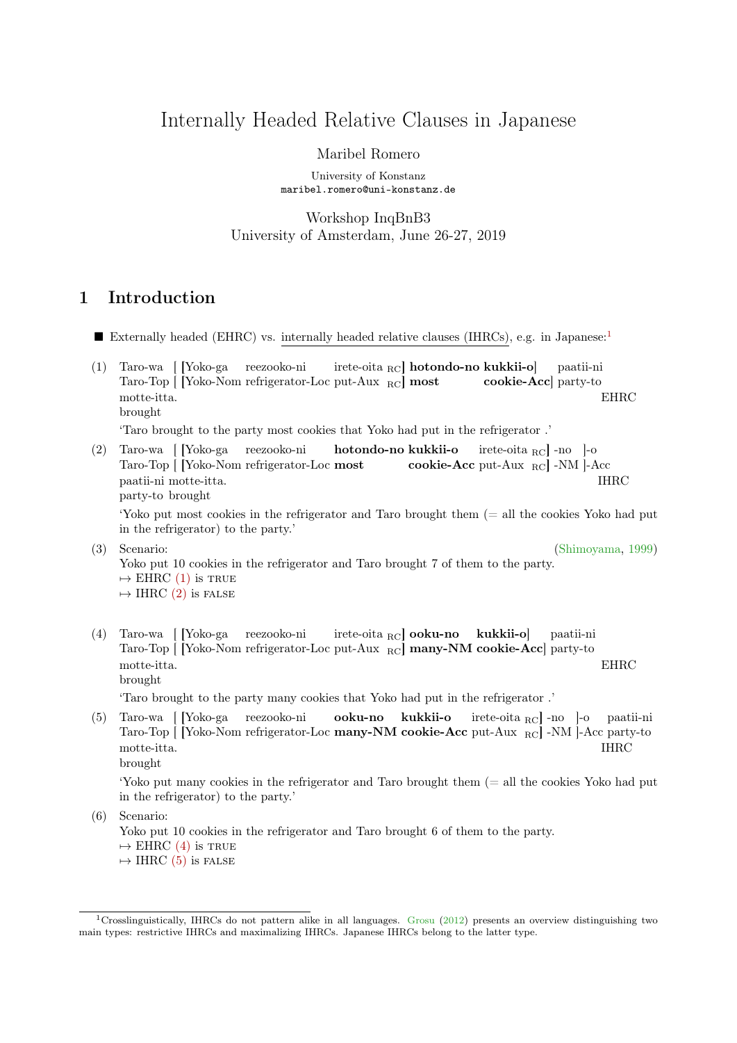# Internally Headed Relative Clauses in Japanese

Maribel Romero

University of Konstanz
maribel.romero@uni-konstanz.de

Workshop InqBnB3
University of Amsterdam, June 26-27, 2019

## 1 Introduction

■ Externally headed (EHRC) vs. internally headed relative clauses (IHRCs), e.g. in Japanese:[1]

(1) Taro-wa [ [Yoko-ga reezooko-ni irete-oita $_{\text{RC}}$] **hotondo-no kukkii-o**] paatii-ni motte-itta. EHRC
Taro-Top [ [Yoko-Nom refrigerator-Loc put-Aux $_{\text{RC}}$] **most cookie-Acc**] party-to brought
'Taro brought to the party most cookies that Yoko had put in the refrigerator .'

(2) Taro-wa [ [Yoko-ga reezooko-ni **hotondo-no kukkii-o** irete-oita $_{\text{RC}}$] -no ]-o paatii-ni motte-itta. IHRC
Taro-Top [ [Yoko-Nom refrigerator-Loc **most cookie-Acc** put-Aux $_{\text{RC}}$] -NM ]-Acc party-to brought
'Yoko put most cookies in the refrigerator and Taro brought them (= all the cookies Yoko had put in the refrigerator) to the party.'

(3) Scenario: (Shimoyama, 1999)
Yoko put 10 cookies in the refrigerator and Taro brought 7 of them to the party.
↦ EHRC (1) is TRUE
↦ IHRC (2) is FALSE

(4) Taro-wa [ [Yoko-ga reezooko-ni irete-oita $_{\text{RC}}$] **ooku-no kukkii-o**] paatii-ni motte-itta. EHRC
Taro-Top [ [Yoko-Nom refrigerator-Loc put-Aux $_{\text{RC}}$] **many-NM cookie-Acc**] party-to brought
'Taro brought to the party many cookies that Yoko had put in the refrigerator .'

(5) Taro-wa [ [Yoko-ga reezooko-ni **ooku-no kukkii-o** irete-oita $_{\text{RC}}$] -no ]-o paatii-ni motte-itta. IHRC
Taro-Top [ [Yoko-Nom refrigerator-Loc **many-NM cookie-Acc** put-Aux $_{\text{RC}}$] -NM ]-Acc party-to brought
'Yoko put many cookies in the refrigerator and Taro brought them (= all the cookies Yoko had put in the refrigerator) to the party.'

(6) Scenario:
Yoko put 10 cookies in the refrigerator and Taro brought 6 of them to the party.
↦ EHRC (4) is TRUE
↦ IHRC (5) is FALSE

[1] Crosslinguistically, IHRCs do not pattern alike in all languages. Grosu (2012) presents an overview distinguishing two main types: restrictive IHRCs and maximalizing IHRCs. Japanese IHRCs belong to the latter type.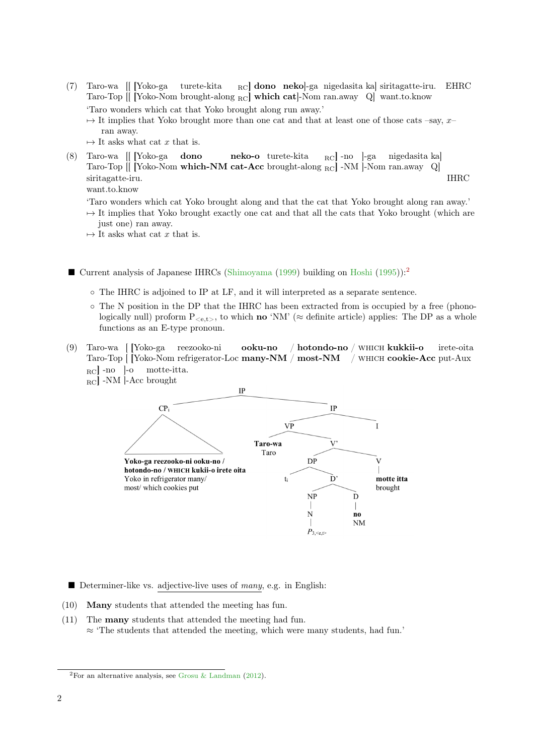(7) Taro-wa [[ [Yoko-ga turete-kita $_{RC}$] **dono neko**]-ga nigedasita ka] siritagatte-iru. EHRC
Taro-Top [[ [Yoko-Nom brought-along $_{RC}$] **which cat**]-Nom ran.away Q] want.to.know

'Taro wonders which cat that Yoko brought along run away.'

↦ It implies that Yoko brought more than one cat and that at least one of those cats –say, $x$– ran away.

↦ It asks what cat $x$ that is.

(8) Taro-wa [[ [Yoko-ga **dono neko-o** turete-kita $_{RC}$] -no ]-ga nigedasita ka] siritagatte-iru. IHRC
Taro-Top [[ [Yoko-Nom **which-NM cat-Acc** brought-along $_{RC}$] -NM ]-Nom ran.away Q] want.to.know

'Taro wonders which cat Yoko brought along and that the cat that Yoko brought along ran away.'

↦ It implies that Yoko brought exactly one cat and that all the cats that Yoko brought (which are just one) ran away.

↦ It asks what cat $x$ that is.

■ Current analysis of Japanese IHRCs (Shimoyama (1999) building on Hoshi (1995)):[2]

- The IHRC is adjoined to IP at LF, and it will interpreted as a separate sentence.
- The N position in the DP that the IHRC has been extracted from is occupied by a free (phonologically null) proform $P_{<e,t>}$, to which **no** 'NM' (≈ definite article) applies: The DP as a whole functions as an E-type pronoun.

(9) Taro-wa [ [Yoko-ga reezooko-ni **ooku-no** / **hotondo-no** / WHICH **kukkii-o** irete-oita $_{RC}$] -no ]-o motte-itta.
Taro-Top [ [Yoko-Nom refrigerator-Loc **many-NM** / **most-NM** / WHICH **cookie-Acc** put-Aux $_{RC}$] -NM ]-Acc brought

```
[IP [CPi Yoko-ga reezooko-ni ooku-no / hotondo-no / WHICH kukkii-o irete oita
         (Yoko in refrigerator many/ most/ which cookies put) ]
    [IP [VP Taro-wa (Taro)
            [V' [DP ti [D' [NP [N P3,<e,t>]] [D no (NM)]]]
                [V motte itta (brought)]]]
        I]]
```

■ Determiner-like vs. adjective-live uses of *many*, e.g. in English:

(10) **Many** students that attended the meeting has fun.

(11) The **many** students that attended the meeting had fun.
≈ 'The students that attended the meeting, which were many students, had fun.'

[2]For an alternative analysis, see Grosu & Landman (2012).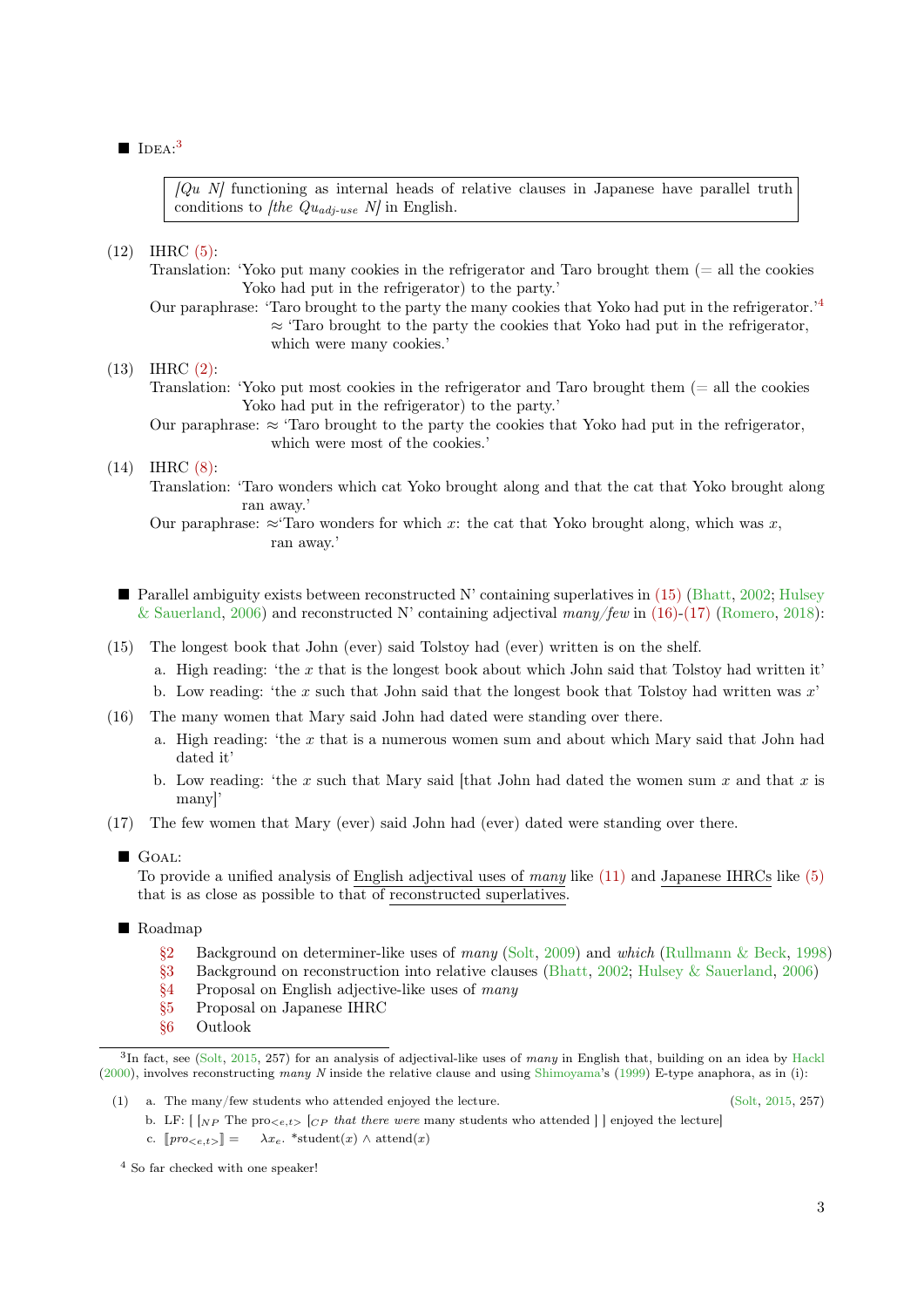■ Idea:[3]

> *[Qu N]* functioning as internal heads of relative clauses in Japanese have parallel truth conditions to *[the Qu$_{adj\text{-}use}$ N]* in English.

(12) IHRC (5):
Translation: 'Yoko put many cookies in the refrigerator and Taro brought them (= all the cookies Yoko had put in the refrigerator) to the party.'
Our paraphrase: 'Taro brought to the party the many cookies that Yoko had put in the refrigerator.'[4]
≈ 'Taro brought to the party the cookies that Yoko had put in the refrigerator, which were many cookies.'

(13) IHRC (2):
Translation: 'Yoko put most cookies in the refrigerator and Taro brought them (= all the cookies Yoko had put in the refrigerator) to the party.'
Our paraphrase: ≈ 'Taro brought to the party the cookies that Yoko had put in the refrigerator, which were most of the cookies.'

(14) IHRC (8):
Translation: 'Taro wonders which cat Yoko brought along and that the cat that Yoko brought along ran away.'
Our paraphrase: ≈'Taro wonders for which $x$: the cat that Yoko brought along, which was $x$, ran away.'

■ Parallel ambiguity exists between reconstructed N' containing superlatives in (15) (Bhatt, 2002; Hulsey & Sauerland, 2006) and reconstructed N' containing adjectival *many/few* in (16)-(17) (Romero, 2018):

(15) The longest book that John (ever) said Tolstoy had (ever) written is on the shelf.
   a. High reading: 'the $x$ that is the longest book about which John said that Tolstoy had written it'
   b. Low reading: 'the $x$ such that John said that the longest book that Tolstoy had written was $x$'

(16) The many women that Mary said John had dated were standing over there.
   a. High reading: 'the $x$ that is a numerous women sum and about which Mary said that John had dated it'
   b. Low reading: 'the $x$ such that Mary said [that John had dated the women sum $x$ and that $x$ is many]'

(17) The few women that Mary (ever) said John had (ever) dated were standing over there.

■ Goal:
To provide a unified analysis of English adjectival uses of *many* like (11) and Japanese IHRCs like (5) that is as close as possible to that of reconstructed superlatives.

■ Roadmap
- §2 Background on determiner-like uses of *many* (Solt, 2009) and *which* (Rullmann & Beck, 1998)
- §3 Background on reconstruction into relative clauses (Bhatt, 2002; Hulsey & Sauerland, 2006)
- §4 Proposal on English adjective-like uses of *many*
- §5 Proposal on Japanese IHRC
- §6 Outlook

---

[3] In fact, see (Solt, 2015, 257) for an analysis of adjectival-like uses of *many* in English that, building on an idea by Hackl (2000), involves reconstructing *many N* inside the relative clause and using Shimoyama's (1999) E-type anaphora, as in (i):

(1)
   a. The many/few students who attended enjoyed the lecture. (Solt, 2015, 257)
   b. LF: [ [$_{NP}$ The pro$_{<e,t>}$ [$_{CP}$ *that there were* many students who attended ] ] enjoyed the lecture]
   c. $[\![pro_{<e,t>}]\!] = \lambda x_e.\ {}^*\text{student}(x) \wedge \text{attend}(x)$

[4] So far checked with one speaker!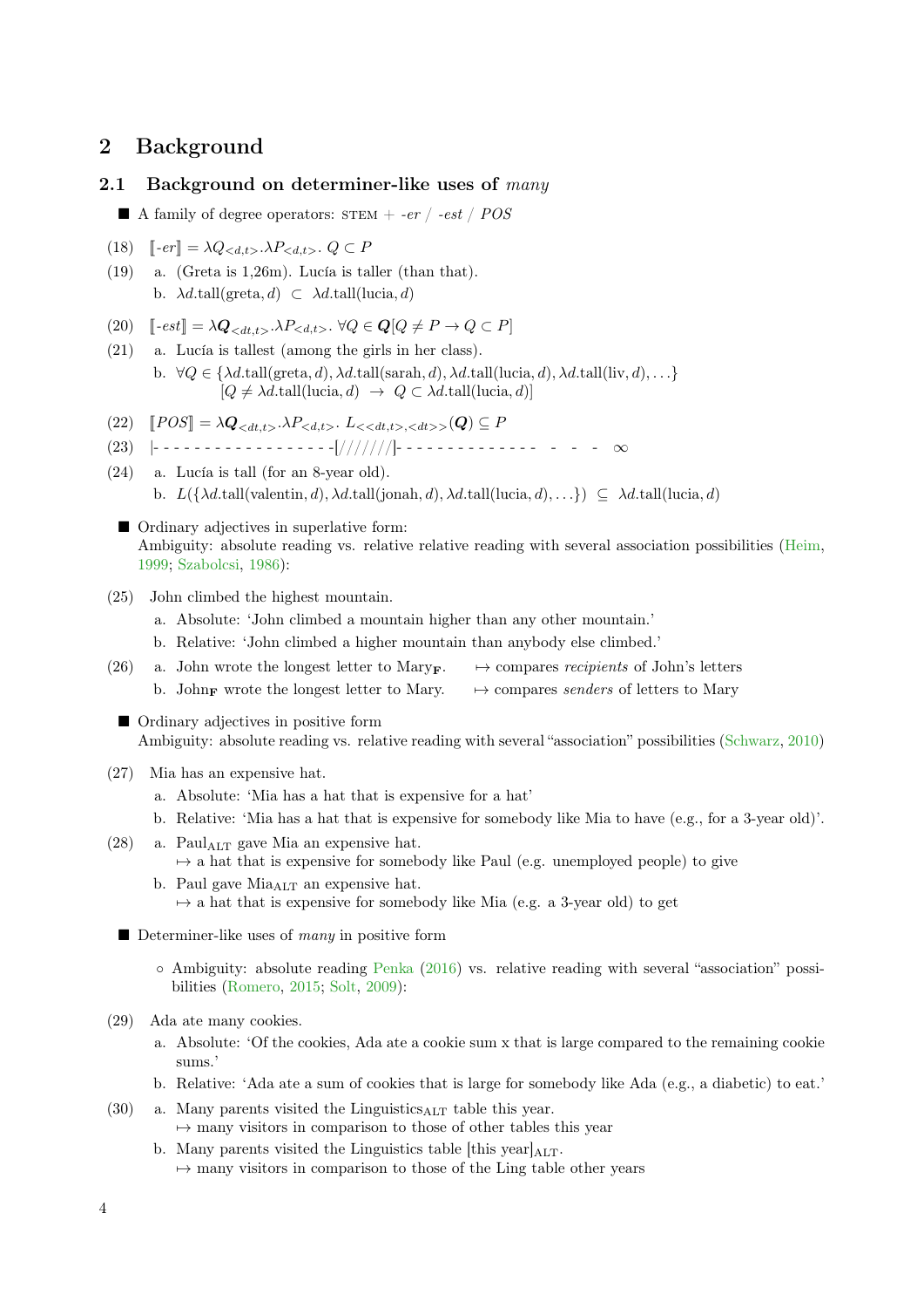## 2 Background

### 2.1 Background on determiner-like uses of *many*

■ A family of degree operators: STEM + *-er* / *-est* / *POS*

(18) $[\![\textit{-er}]\!] = \lambda Q_{<d,t>}.\lambda P_{<d,t>}.\ Q \subset P$

(19) a. (Greta is 1,26m). Lucía is taller (than that).

b. $\lambda d.\text{tall}(\text{greta}, d) \ \subset\ \lambda d.\text{tall}(\text{lucia}, d)$

(20) $[\![\textit{-est}]\!] = \lambda \boldsymbol{Q}_{<dt,t>}.\lambda P_{<d,t>}.\ \forall Q \in \boldsymbol{Q}[Q \neq P \rightarrow Q \subset P]$

(21) a. Lucía is tallest (among the girls in her class).

b. $\forall Q \in \{\lambda d.\text{tall}(\text{greta}, d), \lambda d.\text{tall}(\text{sarah}, d), \lambda d.\text{tall}(\text{lucia}, d), \lambda d.\text{tall}(\text{liv}, d), \ldots\}$ $[Q \neq \lambda d.\text{tall}(\text{lucia}, d) \ \rightarrow\ Q \subset \lambda d.\text{tall}(\text{lucia}, d)]$

(22) $[\![\textit{POS}]\!] = \lambda \boldsymbol{Q}_{<dt,t>}.\lambda P_{<d,t>}.\ L_{<<dt,t>,<dt>>}(\boldsymbol{Q}) \subseteq P$

(23) |- - - - - - - - - - - - - - - - - -[///////]- - - - - - - - - - - - - -  -  -  -  ∞

(24) a. Lucía is tall (for an 8-year old).

b. $L(\{\lambda d.\text{tall}(\text{valentin}, d), \lambda d.\text{tall}(\text{jonah}, d), \lambda d.\text{tall}(\text{lucia}, d), \ldots\}) \ \subseteq\ \lambda d.\text{tall}(\text{lucia}, d)$

■ Ordinary adjectives in superlative form:
Ambiguity: absolute reading vs. relative relative reading with several association possibilities (Heim, 1999; Szabolcsi, 1986):

(25) John climbed the highest mountain.

a. Absolute: 'John climbed a mountain higher than any other mountain.'

b. Relative: 'John climbed a higher mountain than anybody else climbed.'

(26) a. John wrote the longest letter to Mary$_{\mathbf{F}}$. $\mapsto$ compares *recipients* of John's letters

b. John$_{\mathbf{F}}$ wrote the longest letter to Mary. $\mapsto$ compares *senders* of letters to Mary

■ Ordinary adjectives in positive form
Ambiguity: absolute reading vs. relative reading with several "association" possibilities (Schwarz, 2010)

(27) Mia has an expensive hat.

a. Absolute: 'Mia has a hat that is expensive for a hat'

b. Relative: 'Mia has a hat that is expensive for somebody like Mia to have (e.g., for a 3-year old)'.

(28) a. Paul$_{\text{ALT}}$ gave Mia an expensive hat.
$\mapsto$ a hat that is expensive for somebody like Paul (e.g. unemployed people) to give

b. Paul gave Mia$_{\text{ALT}}$ an expensive hat.
$\mapsto$ a hat that is expensive for somebody like Mia (e.g. a 3-year old) to get

■ Determiner-like uses of *many* in positive form

○ Ambiguity: absolute reading Penka (2016) vs. relative reading with several "association" possibilities (Romero, 2015; Solt, 2009):

(29) Ada ate many cookies.

a. Absolute: 'Of the cookies, Ada ate a cookie sum x that is large compared to the remaining cookie sums.'

b. Relative: 'Ada ate a sum of cookies that is large for somebody like Ada (e.g., a diabetic) to eat.'

(30) a. Many parents visited the Linguistics$_{\text{ALT}}$ table this year.
$\mapsto$ many visitors in comparison to those of other tables this year

b. Many parents visited the Linguistics table [this year]$_{\text{ALT}}$.
$\mapsto$ many visitors in comparison to those of the Ling table other years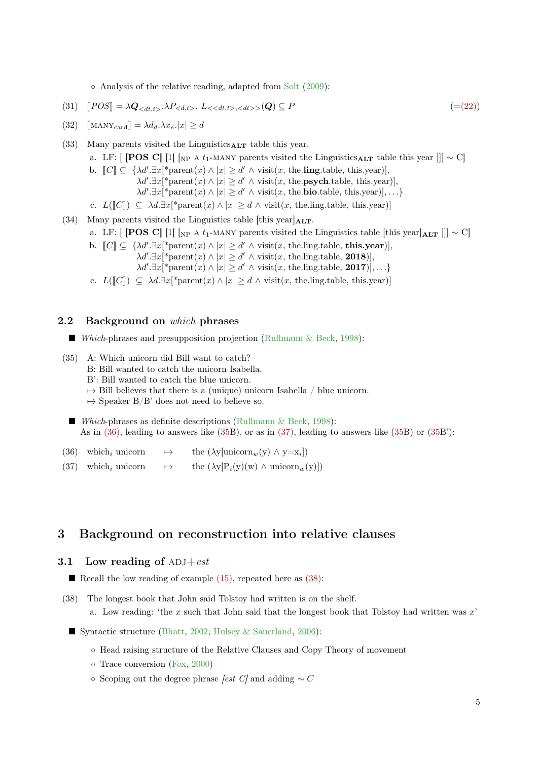- Analysis of the relative reading, adapted from Solt (2009):

(31) $[\![POS]\!] = \lambda \boldsymbol{Q}_{<dt,t>}.\lambda P_{<d,t>}.\ L_{<<dt,t>,<dt>>}(\boldsymbol{Q}) \subseteq P$ (=(22))

(32) $[\![\text{MANY}_{\text{card}}]\!] = \lambda d_d.\lambda x_e.|x| \geq d$

(33) Many parents visited the Linguistics$_{\mathbf{ALT}}$ table this year.

a. LF: [ **[POS C]** [1[ [$_{\text{NP}}$ A $t_1$-MANY parents visited the Linguistics$_{\mathbf{ALT}}$ table this year ]]] ~ C]

b. $[\![C]\!] \subseteq \{\lambda d'.\exists x[{}^*\text{parent}(x) \wedge |x| \geq d' \wedge \text{visit}(x, \text{the.}\textbf{ling}\text{.table, this.year})],$
$\lambda d'.\exists x[{}^*\text{parent}(x) \wedge |x| \geq d' \wedge \text{visit}(x, \text{the.}\textbf{psych}\text{.table, this.year})],$
$\lambda d'.\exists x[{}^*\text{parent}(x) \wedge |x| \geq d' \wedge \text{visit}(x, \text{the.}\textbf{bio}\text{.table, this.year})], \ldots\}$

c. $L([\![C]\!]) \subseteq \lambda d.\exists x[{}^*\text{parent}(x) \wedge |x| \geq d \wedge \text{visit}(x, \text{the.ling.table, this.year})]$

(34) Many parents visited the Linguistics table [this year]$_{\mathbf{ALT}}$.

a. LF: [ **[POS C]** [1[ [$_{\text{NP}}$ A $t_1$-MANY parents visited the Linguistics table [this year]$_{\mathbf{ALT}}$ ]]] ~ C]

b. $[\![C]\!] \subseteq \{\lambda d'.\exists x[{}^*\text{parent}(x) \wedge |x| \geq d' \wedge \text{visit}(x, \text{the.ling.table, }\textbf{this.year})],$
$\lambda d'.\exists x[{}^*\text{parent}(x) \wedge |x| \geq d' \wedge \text{visit}(x, \text{the.ling.table, }\textbf{2018})],$
$\lambda d'.\exists x[{}^*\text{parent}(x) \wedge |x| \geq d' \wedge \text{visit}(x, \text{the.ling.table, }\textbf{2017})], \ldots\}$

c. $L([\![C]\!]) \subseteq \lambda d.\exists x[{}^*\text{parent}(x) \wedge |x| \geq d \wedge \text{visit}(x, \text{the.ling.table, this.year})]$

## 2.2 Background on *which* phrases

- *Which*-phrases and presupposition projection (Rullmann & Beck, 1998):

(35) A: Which unicorn did Bill want to catch?
B: Bill wanted to catch the unicorn Isabella.
B': Bill wanted to catch the blue unicorn.
↦ Bill believes that there is a (unique) unicorn Isabella / blue unicorn.
↦ Speaker B/B' does not need to believe so.

- *Which*-phrases as definite descriptions (Rullmann & Beck, 1998):
As in (36), leading to answers like (35B), or as in (37), leading to answers like (35B) or (35B'):

(36) which$_i$ unicorn ↦ the ($\lambda$y[unicorn$_w$(y) $\wedge$ y=x$_i$])

(37) which$_i$ unicorn ↦ the ($\lambda$y[P$_i$(y)(w) $\wedge$ unicorn$_w$(y)])

# 3 Background on reconstruction into relative clauses

## 3.1 Low reading of ADJ+*est*

- Recall the low reading of example (15), repeated here as (38):

(38) The longest book that John said Tolstoy had written is on the shelf.

a. Low reading: 'the $x$ such that John said that the longest book that Tolstoy had written was $x$'

- Syntactic structure (Bhatt, 2002; Hulsey & Sauerland, 2006):
  - Head raising structure of the Relative Clauses and Copy Theory of movement
  - Trace conversion (Fox, 2000)
  - Scoping out the degree phrase *[est C]* and adding $\sim C$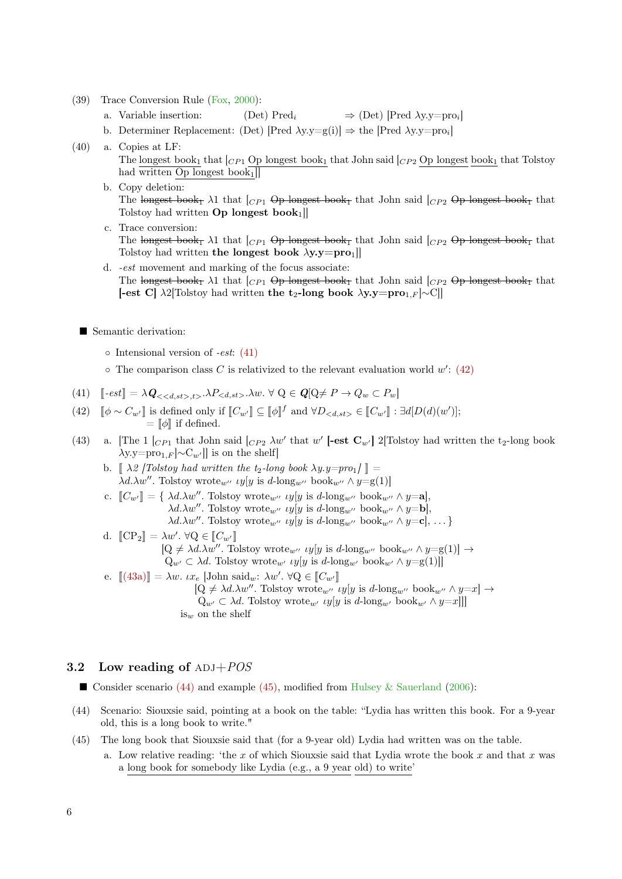(39) Trace Conversion Rule (Fox, 2000):

a. Variable insertion: (Det) Pred$_i$ ⇒ (Det) [Pred λy.y=pro$_i$]

b. Determiner Replacement: (Det) [Pred λy.y=g(i)] ⇒ the [Pred λy.y=pro$_i$]

(40) a. Copies at LF:
The longest book$_1$ that [$_{CP1}$ Op longest book$_1$ that John said [$_{CP2}$ Op longest book$_1$ that Tolstoy had written Op longest book$_1$]]

b. Copy deletion:
The ~~longest book$_1$~~ λ1 that [$_{CP1}$ ~~Op longest book$_1$~~ that John said [$_{CP2}$ ~~Op longest book$_1$~~ that Tolstoy had written **Op longest book**$_1$]]

c. Trace conversion:
The ~~longest book$_1$~~ λ1 that [$_{CP1}$ ~~Op longest book$_1$~~ that John said [$_{CP2}$ ~~Op longest book$_1$~~ that Tolstoy had written **the longest book λy.y=pro**$_1$]]

d. *-est* movement and marking of the focus associate:
The ~~longest book$_1$~~ λ1 that [$_{CP1}$ ~~Op longest book$_1$~~ that John said [$_{CP2}$ ~~Op longest book$_1$~~ that **[-est C]** λ2[Tolstoy had written **the t$_2$-long book λy.y=pro**$_{1,F}$]~C]]

■ Semantic derivation:

- Intensional version of *-est*: (41)
- The comparison class $C$ is relativized to the relevant evaluation world $w'$: (42)

(41) $[\![\textit{-est}]\!] = \lambda \boldsymbol{Q}_{<<d,st>,t>}.\lambda P_{<d,st>}.\lambda w.\ \forall\ Q \in \boldsymbol{Q}[Q \neq P \rightarrow Q_w \subset P_w]$

(42) $[\![\phi \sim C_{w'}]\!]$ is defined only if $[\![C_{w'}]\!] \subseteq [\![\phi]\!]^f$ and $\forall D_{<d,st>} \in [\![C_{w'}]\!] : \exists d[D(d)(w')]$;
$= [\![\phi]\!]$ if defined.

(43) a. [The 1 [$_{CP1}$ that John said [$_{CP2}$ λw′ that w′ **[-est C$_{w'}$]** 2[Tolstoy had written the t$_2$-long book λy.y=pro$_{1,F}$]~C$_{w'}$]] is on the shelf]

b. $[\![\ \lambda 2\ [\textit{Tolstoy had written the } t_2\textit{-long book } \lambda y.y{=}pro_1]\ ]\!] =$
$\lambda d.\lambda w''.$ Tolstoy wrote$_{w''}$ $\iota y[y$ is $d$-long$_{w''}$ book$_{w''} \wedge y{=}$g(1)]

c. $[\![C_{w'}]\!] = \{\ \lambda d.\lambda w''.$ Tolstoy wrote$_{w''}$ $\iota y[y$ is $d$-long$_{w''}$ book$_{w''} \wedge y{=}\mathbf{a}]$,
$\lambda d.\lambda w''.$ Tolstoy wrote$_{w''}$ $\iota y[y$ is $d$-long$_{w''}$ book$_{w''} \wedge y{=}\mathbf{b}]$,
$\lambda d.\lambda w''.$ Tolstoy wrote$_{w''}$ $\iota y[y$ is $d$-long$_{w''}$ book$_{w''} \wedge y{=}\mathbf{c}]$, ... }

d. $[\![\text{CP}_2]\!] = \lambda w'.\ \forall Q \in [\![C_{w'}]\!]$
$[Q \neq \lambda d.\lambda w''.$ Tolstoy wrote$_{w''}$ $\iota y[y$ is $d$-long$_{w''}$ book$_{w''} \wedge y{=}$g(1)] $\rightarrow$
$Q_{w'} \subset \lambda d.$ Tolstoy wrote$_{w'}$ $\iota y[y$ is $d$-long$_{w'}$ book$_{w'} \wedge y{=}$g(1)]]

e. $[\![(43a)]\!] = \lambda w.\ \iota x_e$ [John said$_w$: $\lambda w'.\ \forall Q \in [\![C_{w'}]\!]$
$[Q \neq \lambda d.\lambda w''.$ Tolstoy wrote$_{w''}$ $\iota y[y$ is $d$-long$_{w''}$ book$_{w''} \wedge y{=}x] \rightarrow$
$Q_{w'} \subset \lambda d.$ Tolstoy wrote$_{w'}$ $\iota y[y$ is $d$-long$_{w'}$ book$_{w'} \wedge y{=}x]]]$
is$_w$ on the shelf

## 3.2 Low reading of ADJ+*POS*

■ Consider scenario (44) and example (45), modified from Hulsey & Sauerland (2006):

(44) Scenario: Siouxsie said, pointing at a book on the table: "Lydia has written this book. For a 9-year old, this is a long book to write."

(45) The long book that Siouxsie said that (for a 9-year old) Lydia had written was on the table.

a. Low relative reading: 'the $x$ of which Siouxsie said that Lydia wrote the book $x$ and that $x$ was a long book for somebody like Lydia (e.g., a 9 year old) to write'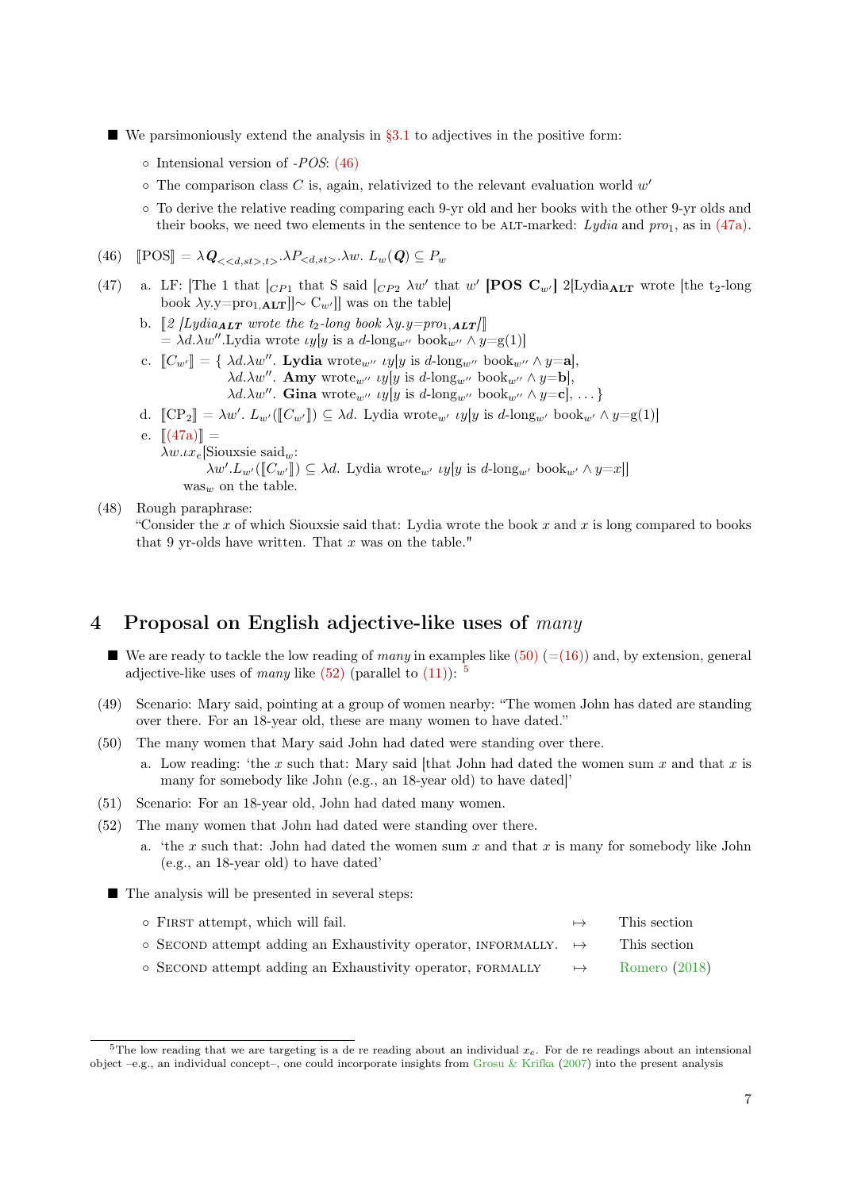- We parsimoniously extend the analysis in §3.1 to adjectives in the positive form:
  - Intensional version of *-POS*: (46)
  - The comparison class $C$ is, again, relativized to the relevant evaluation world $w'$
  - To derive the relative reading comparing each 9-yr old and her books with the other 9-yr olds and their books, we need two elements in the sentence to be ALT-marked: *Lydia* and *pro*$_1$, as in (47a).

(46) $[\![\text{POS}]\!] = \lambda \boldsymbol{Q}_{<<d,st>,t>}.\lambda P_{<d,st>}.\lambda w.\ L_w(\boldsymbol{Q}) \subseteq P_w$

(47) a. LF: [The 1 that [$_{CP1}$ that S said [$_{CP2}$ $\lambda w'$ that $w'$ **[POS C$_{w'}$]** 2[Lydia$_{\boldsymbol{ALT}}$ wrote [the t$_2$-long book $\lambda$y.y=pro$_{1,\boldsymbol{ALT}}$]]$\sim$ C$_{w'}$]] was on the table]

b. $[\![$*2 [Lydia$_{\boldsymbol{ALT}}$ wrote the t$_2$-long book λy.y=pro$_{1,\boldsymbol{ALT}}$]*$]\!]$
$= \lambda d.\lambda w''.$Lydia wrote $\iota y[y$ is a $d$-long$_{w''}$ book$_{w''} \wedge y$=g(1)]

c. $[\![C_{w'}]\!]$ = { $\lambda d.\lambda w''$. **Lydia** wrote$_{w''}$ $\iota y[y$ is $d$-long$_{w''}$ book$_{w''} \wedge y$=**a**],
$\lambda d.\lambda w''$. **Amy** wrote$_{w''}$ $\iota y[y$ is $d$-long$_{w''}$ book$_{w''} \wedge y$=**b**],
$\lambda d.\lambda w''$. **Gina** wrote$_{w''}$ $\iota y[y$ is $d$-long$_{w''}$ book$_{w''} \wedge y$=**c**], ... }

d. $[\![\text{CP}_2]\!] = \lambda w'.\ L_{w'}([\![C_{w'}]\!]) \subseteq \lambda d.$ Lydia wrote$_{w'}$ $\iota y[y$ is $d$-long$_{w'}$ book$_{w'} \wedge y$=g(1)]

e. $[\![$(47a)$]\!]$ =
$\lambda w.\iota x_e$[Siouxsie said$_w$:
$\lambda w'.L_{w'}([\![C_{w'}]\!]) \subseteq \lambda d.$ Lydia wrote$_{w'}$ $\iota y[y$ is $d$-long$_{w'}$ book$_{w'} \wedge y$=$x$]]
was$_w$ on the table.

(48) Rough paraphrase:
"Consider the $x$ of which Siouxsie said that: Lydia wrote the book $x$ and $x$ is long compared to books that 9 yr-olds have written. That $x$ was on the table."

# 4 Proposal on English adjective-like uses of *many*

- We are ready to tackle the low reading of *many* in examples like (50) (=(16)) and, by extension, general adjective-like uses of *many* like (52) (parallel to (11)): [5]

(49) Scenario: Mary said, pointing at a group of women nearby: "The women John has dated are standing over there. For an 18-year old, these are many women to have dated."

(50) The many women that Mary said John had dated were standing over there.

a. Low reading: 'the $x$ such that: Mary said [that John had dated the women sum $x$ and that $x$ is many for somebody like John (e.g., an 18-year old) to have dated]'

(51) Scenario: For an 18-year old, John had dated many women.

(52) The many women that John had dated were standing over there.

a. 'the $x$ such that: John had dated the women sum $x$ and that $x$ is many for somebody like John (e.g., an 18-year old) to have dated'

- The analysis will be presented in several steps:
  - FIRST attempt, which will fail. ↦ This section
  - SECOND attempt adding an Exhaustivity operator, INFORMALLY. ↦ This section
  - SECOND attempt adding an Exhaustivity operator, FORMALLY ↦ Romero (2018)

[5] The low reading that we are targeting is a de re reading about an individual $x_e$. For de re readings about an intensional object –e.g., an individual concept–, one could incorporate insights from Grosu & Krifka (2007) into the present analysis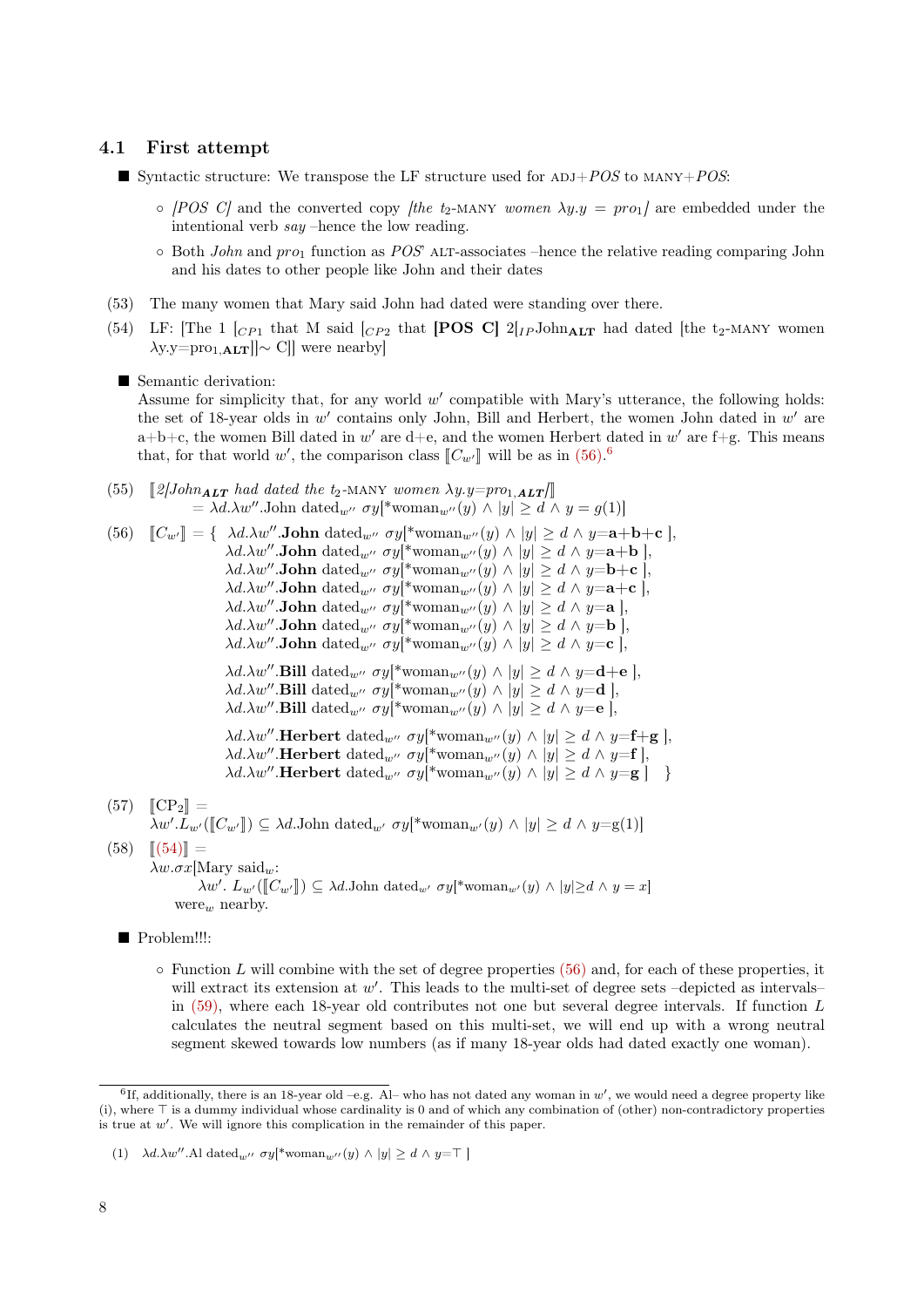### 4.1 First attempt

- Syntactic structure: We transpose the LF structure used for ADJ+*POS* to MANY+*POS*:
  - *[POS C]* and the converted copy *[the $t_2$-MANY women $\lambda y.y = pro_1$]* are embedded under the intentional verb *say* –hence the low reading.
  - Both *John* and *$pro_1$* function as *POS*' ALT-associates –hence the relative reading comparing John and his dates to other people like John and their dates

(53) The many women that Mary said John had dated were standing over there.

(54) LF: [The 1 [$_{CP1}$ that M said [$_{CP2}$ that **[POS C]** 2[$_{IP}$John$_{\textbf{ALT}}$ had dated [the t$_2$-MANY women $\lambda$y.y=pro$_{1,\textbf{ALT}}$]]$\sim$ C]] were nearby]

- Semantic derivation:
  Assume for simplicity that, for any world $w'$ compatible with Mary's utterance, the following holds: the set of 18-year olds in $w'$ contains only John, Bill and Herbert, the women John dated in $w'$ are a+b+c, the women Bill dated in $w'$ are d+e, and the women Herbert dated in $w'$ are f+g. This means that, for that world $w'$, the comparison class $[\![C_{w'}]\!]$ will be as in (56).[6]

(55) $[\![$*2[John$_{\textbf{ALT}}$ had dated the $t_2$-MANY women $\lambda y.y$=pro$_{1,\textbf{ALT}}$]*$]\!]$
$= \lambda d.\lambda w''.\text{John dated}_{w''}\ \sigma y[{}^*\text{woman}_{w''}(y) \wedge |y| \geq d \wedge y = g(1)]$

(56)
$$
\begin{aligned}
[\![C_{w'}]\!] = \{\ & \lambda d.\lambda w''.\textbf{John}\ \text{dated}_{w''}\ \sigma y[{}^*\text{woman}_{w''}(y) \wedge |y| \geq d \wedge y{=}\textbf{a+b+c}\ ],\\
& \lambda d.\lambda w''.\textbf{John}\ \text{dated}_{w''}\ \sigma y[{}^*\text{woman}_{w''}(y) \wedge |y| \geq d \wedge y{=}\textbf{a+b}\ ],\\
& \lambda d.\lambda w''.\textbf{John}\ \text{dated}_{w''}\ \sigma y[{}^*\text{woman}_{w''}(y) \wedge |y| \geq d \wedge y{=}\textbf{b+c}\ ],\\
& \lambda d.\lambda w''.\textbf{John}\ \text{dated}_{w''}\ \sigma y[{}^*\text{woman}_{w''}(y) \wedge |y| \geq d \wedge y{=}\textbf{a+c}\ ],\\
& \lambda d.\lambda w''.\textbf{John}\ \text{dated}_{w''}\ \sigma y[{}^*\text{woman}_{w''}(y) \wedge |y| \geq d \wedge y{=}\textbf{a}\ ],\\
& \lambda d.\lambda w''.\textbf{John}\ \text{dated}_{w''}\ \sigma y[{}^*\text{woman}_{w''}(y) \wedge |y| \geq d \wedge y{=}\textbf{b}\ ],\\
& \lambda d.\lambda w''.\textbf{John}\ \text{dated}_{w''}\ \sigma y[{}^*\text{woman}_{w''}(y) \wedge |y| \geq d \wedge y{=}\textbf{c}\ ],\\[4pt]
& \lambda d.\lambda w''.\textbf{Bill}\ \text{dated}_{w''}\ \sigma y[{}^*\text{woman}_{w''}(y) \wedge |y| \geq d \wedge y{=}\textbf{d+e}\ ],\\
& \lambda d.\lambda w''.\textbf{Bill}\ \text{dated}_{w''}\ \sigma y[{}^*\text{woman}_{w''}(y) \wedge |y| \geq d \wedge y{=}\textbf{d}\ ],\\
& \lambda d.\lambda w''.\textbf{Bill}\ \text{dated}_{w''}\ \sigma y[{}^*\text{woman}_{w''}(y) \wedge |y| \geq d \wedge y{=}\textbf{e}\ ],\\[4pt]
& \lambda d.\lambda w''.\textbf{Herbert}\ \text{dated}_{w''}\ \sigma y[{}^*\text{woman}_{w''}(y) \wedge |y| \geq d \wedge y{=}\textbf{f+g}\ ],\\
& \lambda d.\lambda w''.\textbf{Herbert}\ \text{dated}_{w''}\ \sigma y[{}^*\text{woman}_{w''}(y) \wedge |y| \geq d \wedge y{=}\textbf{f}\ ],\\
& \lambda d.\lambda w''.\textbf{Herbert}\ \text{dated}_{w''}\ \sigma y[{}^*\text{woman}_{w''}(y) \wedge |y| \geq d \wedge y{=}\textbf{g}\ ]\ \ \}
\end{aligned}
$$

(57) $[\![\text{CP}_2]\!] =$
$\lambda w'.L_{w'}([\![C_{w'}]\!]) \subseteq \lambda d.\text{John dated}_{w'}\ \sigma y[{}^*\text{woman}_{w'}(y) \wedge |y| \geq d \wedge y{=}g(1)]$

(58) $[\![(54)]\!] =$
$\lambda w.\sigma x[\text{Mary said}_w:$
$\quad \lambda w'.\ L_{w'}([\![C_{w'}]\!]) \subseteq \lambda d.\text{John dated}_{w'}\ \sigma y[{}^*\text{woman}_{w'}(y) \wedge |y| {\geq} d \wedge y = x]$
were$_w$ nearby.

- Problem!!!:
  - Function $L$ will combine with the set of degree properties (56) and, for each of these properties, it will extract its extension at $w'$. This leads to the multi-set of degree sets –depicted as intervals– in (59), where each 18-year old contributes not one but several degree intervals. If function $L$ calculates the neutral segment based on this multi-set, we will end up with a wrong neutral segment skewed towards low numbers (as if many 18-year olds had dated exactly one woman).

---

[6] If, additionally, there is an 18-year old –e.g. Al– who has not dated any woman in $w'$, we would need a degree property like (i), where $\top$ is a dummy individual whose cardinality is 0 and of which any combination of (other) non-contradictory properties is true at $w'$. We will ignore this complication in the remainder of this paper.

(1) $\lambda d.\lambda w''.\text{Al dated}_{w''}\ \sigma y[{}^*\text{woman}_{w''}(y) \wedge |y| \geq d \wedge y{=}\top\ ]$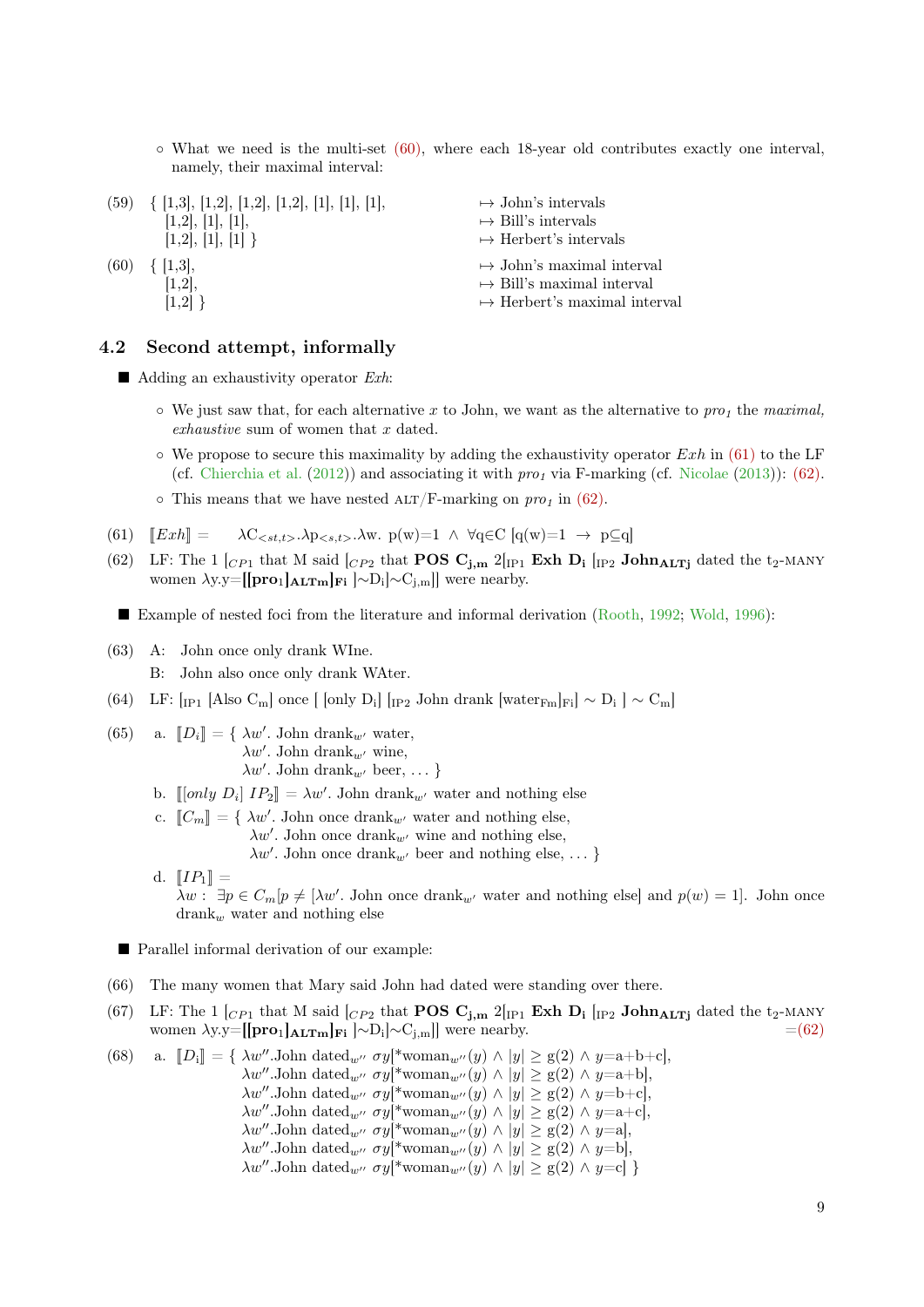- What we need is the multi-set (60), where each 18-year old contributes exactly one interval, namely, their maximal interval:

(59) { [1,3], [1,2], [1,2], [1,2], [1], [1], [1], $\mapsto$ John's intervals
[1,2], [1], [1], $\mapsto$ Bill's intervals
[1,2], [1], [1] } $\mapsto$ Herbert's intervals

(60) { [1,3], $\mapsto$ John's maximal interval
[1,2], $\mapsto$ Bill's maximal interval
[1,2] } $\mapsto$ Herbert's maximal interval

## 4.2 Second attempt, informally

- Adding an exhaustivity operator *Exh*:
  - We just saw that, for each alternative $x$ to John, we want as the alternative to $pro_1$ the *maximal, exhaustive* sum of women that $x$ dated.
  - We propose to secure this maximality by adding the exhaustivity operator *Exh* in (61) to the LF (cf. Chierchia et al. (2012)) and associating it with $pro_1$ via F-marking (cf. Nicolae (2013)): (62).
  - This means that we have nested ALT/F-marking on $pro_1$ in (62).

(61) $[\![Exh]\!] = \lambda C_{<st,t>}.\lambda p_{<s,t>}.\lambda w.\ p(w)=1 \ \wedge\ \forall q \in C\ [q(w)=1 \ \rightarrow\ p \subseteq q]$

(62) LF: The 1 [$_{CP1}$ that M said [$_{CP2}$ that **POS** $\mathbf{C_{j,m}}$ 2[$_{\text{IP1}}$ **Exh** $\mathbf{D_i}$ [$_{\text{IP2}}$ $\mathbf{John_{ALTj}}$ dated the $t_2$-MANY women $\lambda$y.y=**[[pro$_1$]$_{\mathbf{ALTm}}$]$_{\mathbf{Fi}}$** ]~$D_i$]~$C_{j,m}$]] were nearby.

- Example of nested foci from the literature and informal derivation (Rooth, 1992; Wold, 1996):

(63) A: John once only drank WIne.
B: John also once only drank WAter.

(64) LF: [$_{\text{IP1}}$ [Also $C_m$] once [ [only $D_i$] [$_{\text{IP2}}$ John drank [water$_{Fm}$]$_{Fi}$] ~ $D_i$ ] ~ $C_m$]

(65) a. $[\![D_i]\!]$ = { $\lambda w'$. John drank$_{w'}$ water,
$\lambda w'$. John drank$_{w'}$ wine,
$\lambda w'$. John drank$_{w'}$ beer, ... }

b. $[\![$[*only* $D_i$] $IP_2]\!]$ = $\lambda w'$. John drank$_{w'}$ water and nothing else

c. $[\![C_m]\!]$ = { $\lambda w'$. John once drank$_{w'}$ water and nothing else,
$\lambda w'$. John once drank$_{w'}$ wine and nothing else,
$\lambda w'$. John once drank$_{w'}$ beer and nothing else, ... }

d. $[\![IP_1]\!]$ =
$\lambda w$ : $\exists p \in C_m[p \neq [\lambda w'$. John once drank$_{w'}$ water and nothing else] and $p(w) = 1]$. John once drank$_w$ water and nothing else

- Parallel informal derivation of our example:

(66) The many women that Mary said John had dated were standing over there.

(67) LF: The 1 [$_{CP1}$ that M said [$_{CP2}$ that **POS** $\mathbf{C_{j,m}}$ 2[$_{\text{IP1}}$ **Exh** $\mathbf{D_i}$ [$_{\text{IP2}}$ $\mathbf{John_{ALTj}}$ dated the $t_2$-MANY women $\lambda$y.y=**[[pro$_1$]$_{\mathbf{ALTm}}$]$_{\mathbf{Fi}}$** ]~$D_i$]~$C_{j,m}$]] were nearby. =(62)

(68) a. $[\![D_i]\!]$ = { $\lambda w''$.John dated$_{w''}$ $\sigma y$[*woman$_{w''}(y) \wedge |y| \geq$ g(2) $\wedge$ $y$=a+b+c],
$\lambda w''$.John dated$_{w''}$ $\sigma y$[*woman$_{w''}(y) \wedge |y| \geq$ g(2) $\wedge$ $y$=a+b],
$\lambda w''$.John dated$_{w''}$ $\sigma y$[*woman$_{w''}(y) \wedge |y| \geq$ g(2) $\wedge$ $y$=b+c],
$\lambda w''$.John dated$_{w''}$ $\sigma y$[*woman$_{w''}(y) \wedge |y| \geq$ g(2) $\wedge$ $y$=a+c],
$\lambda w''$.John dated$_{w''}$ $\sigma y$[*woman$_{w''}(y) \wedge |y| \geq$ g(2) $\wedge$ $y$=a],
$\lambda w''$.John dated$_{w''}$ $\sigma y$[*woman$_{w''}(y) \wedge |y| \geq$ g(2) $\wedge$ $y$=b],
$\lambda w''$.John dated$_{w''}$ $\sigma y$[*woman$_{w''}(y) \wedge |y| \geq$ g(2) $\wedge$ $y$=c] }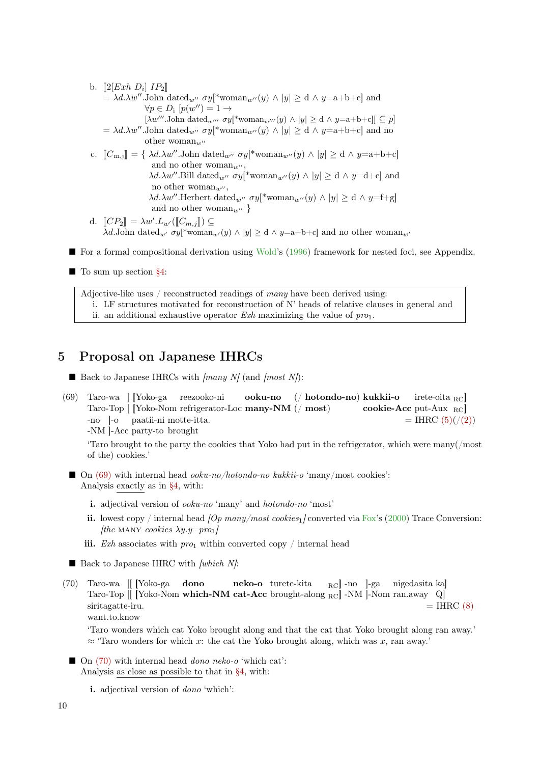b. $[\![2[Exh\ D_i]\ IP_2]\!]$
$= \lambda d.\lambda w''.$John dated$_{w''}$ $\sigma y[{*}\text{woman}_{w''}(y) \wedge |y| \geq \text{d} \wedge y\text{=a+b+c}]$ and
$\forall p \in D_i\ [p(w'') = 1 \rightarrow$
$[\lambda w'''.\text{John dated}_{w'''}\ \sigma y[{*}\text{woman}_{w'''}(y) \wedge |y| \geq \text{d} \wedge y\text{=a+b+c}]] \subseteq p]$
$= \lambda d.\lambda w''.$John dated$_{w''}$ $\sigma y[{*}\text{woman}_{w''}(y) \wedge |y| \geq \text{d} \wedge y\text{=a+b+c}]$ and no other woman$_{w''}$

c. $[\![C_{m,j}]\!] = \{$ $\lambda d.\lambda w''.$John dated$_{w''}$ $\sigma y[{*}\text{woman}_{w''}(y) \wedge |y| \geq \text{d} \wedge y\text{=a+b+c}]$ and no other woman$_{w''}$,
$\lambda d.\lambda w''.$Bill dated$_{w''}$ $\sigma y[{*}\text{woman}_{w''}(y) \wedge |y| \geq \text{d} \wedge y\text{=d+e}]$ and no other woman$_{w''}$,
$\lambda d.\lambda w''.$Herbert dated$_{w''}$ $\sigma y[{*}\text{woman}_{w''}(y) \wedge |y| \geq \text{d} \wedge y\text{=f+g}]$ and no other woman$_{w''}$ $\}$

d. $[\![CP_2]\!] = \lambda w'.L_{w'}([\![C_{m,j}]\!]) \subseteq$
$\lambda d.$John dated$_{w'}$ $\sigma y[{*}\text{woman}_{w'}(y) \wedge |y| \geq \text{d} \wedge y\text{=a+b+c}]$ and no other woman$_{w'}$

- For a formal compositional derivation using Wold's (1996) framework for nested foci, see Appendix.

- To sum up section §4:

> Adjective-like uses / reconstructed readings of *many* have been derived using:
> i. LF structures motivated for reconstruction of N' heads of relative clauses in general and
> ii. an additional exhaustive operator *Exh* maximizing the value of $pro_1$.

# 5 Proposal on Japanese IHRCs

- Back to Japanese IHRCs with *[many N]* (and *[most N]*):

(69) Taro-wa [ [Yoko-ga reezooko-ni **ooku-no** (/ **hotondo-no**) **kukkii-o** irete-oita $_{RC}$] -no ]-o paatii-ni motte-itta. = IHRC (5)(/(2))
Taro-Top [ [Yoko-Nom refrigerator-Loc **many-NM** (/ **most**) **cookie-Acc** put-Aux $_{RC}$] -NM ]-Acc party-to brought
'Taro brought to the party the cookies that Yoko had put in the refrigerator, which were many(/most of the) cookies.'

- On (69) with internal head *ooku-no/hotondo-no kukkii-o* 'many/most cookies':
Analysis exactly as in §4, with:
  - **i.** adjectival version of *ooku-no* 'many' and *hotondo-no* 'most'
  - **ii.** lowest copy / internal head *[Op many/most cookies$_1$]* converted via Fox's (2000) Trace Conversion: *[the* MANY *cookies* $\lambda y.y\text{=}pro_1$*]*
  - **iii.** *Exh* associates with $pro_1$ within converted copy / internal head

- Back to Japanese IHRC with *[which N]*:

(70) Taro-wa [[ [Yoko-ga **dono** **neko-o** turete-kita $_{RC}$] -no ]-ga nigedasita ka] siritagatte-iru. = IHRC (8)
Taro-Top [[ [Yoko-Nom **which-NM** **cat-Acc** brought-along $_{RC}$] -NM ]-Nom ran.away Q] want.to.know
'Taro wonders which cat Yoko brought along and that the cat that Yoko brought along ran away.'
≈ 'Taro wonders for which $x$: the cat the Yoko brought along, which was $x$, ran away.'

- On (70) with internal head *dono neko-o* 'which cat':
Analysis as close as possible to that in §4, with:
  - **i.** adjectival version of *dono* 'which':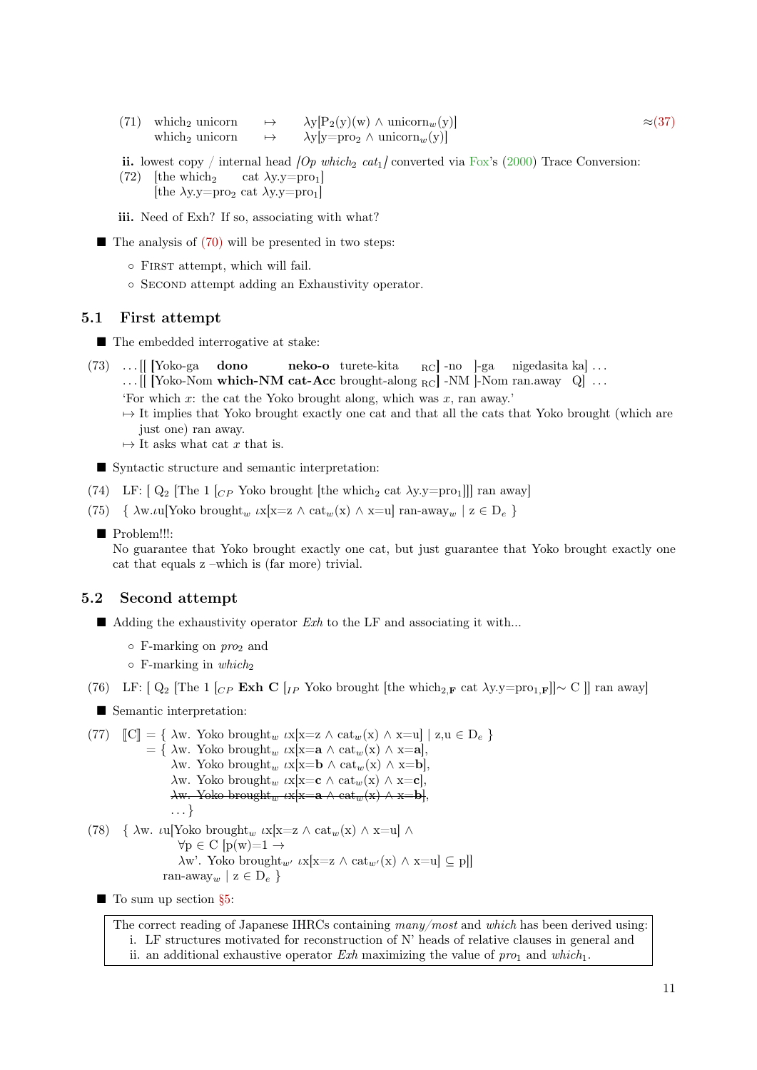(71) which$_2$ unicorn $\mapsto$ $\lambda y[P_2(y)(w) \wedge \text{unicorn}_w(y)]$ ≈(37)
which$_2$ unicorn $\mapsto$ $\lambda y[y{=}\text{pro}_2 \wedge \text{unicorn}_w(y)]$

**ii.** lowest copy / internal head *[Op which$_2$ cat$_1$]* converted via Fox's (2000) Trace Conversion:

(72) [the which$_2$ cat $\lambda y.y{=}\text{pro}_1$]
[the $\lambda y.y{=}\text{pro}_2$ cat $\lambda y.y{=}\text{pro}_1$]

**iii.** Need of Exh? If so, associating with what?

- The analysis of (70) will be presented in two steps:
  - First attempt, which will fail.
  - Second attempt adding an Exhaustivity operator.

## 5.1 First attempt

- The embedded interrogative at stake:

(73) ... [[ [Yoko-ga **dono neko-o** turete-kita $_{RC}$] -no ]-ga nigedasita ka] ...
... [[ [Yoko-Nom **which-NM cat-Acc** brought-along $_{RC}$] -NM ]-Nom ran.away Q] ...
'For which $x$: the cat the Yoko brought along, which was $x$, ran away.'
$\mapsto$ It implies that Yoko brought exactly one cat and that all the cats that Yoko brought (which are just one) ran away.
$\mapsto$ It asks what cat $x$ that is.

- Syntactic structure and semantic interpretation:

(74) LF: [ Q$_2$ [The 1 [$_{CP}$ Yoko brought [the which$_2$ cat $\lambda y.y{=}\text{pro}_1$]]] ran away]

(75) $\{ \lambda w.\iota u[\text{Yoko brought}_w\ \iota x[x{=}z \wedge \text{cat}_w(x) \wedge x{=}u]\ \text{ran-away}_w \mid z \in D_e \}$

- Problem!!!:
No guarantee that Yoko brought exactly one cat, but just guarantee that Yoko brought exactly one cat that equals z –which is (far more) trivial.

## 5.2 Second attempt

- Adding the exhaustivity operator *Exh* to the LF and associating it with...
  - F-marking on *pro$_2$* and
  - F-marking in *which$_2$*

(76) LF: [ Q$_2$ [The 1 [$_{CP}$ **Exh C** [$_{IP}$ Yoko brought [the which$_{2,\mathbf{F}}$ cat $\lambda y.y{=}\text{pro}_{1,\mathbf{F}}$]]$\sim$ C ]] ran away]

- Semantic interpretation:

(77) $[\![C]\!] = \{ \lambda w.\ \text{Yoko brought}_w\ \iota x[x{=}z \wedge \text{cat}_w(x) \wedge x{=}u] \mid z,u \in D_e \}$
$= \{ \lambda w.\ \text{Yoko brought}_w\ \iota x[x{=}\mathbf{a} \wedge \text{cat}_w(x) \wedge x{=}\mathbf{a}]$,
$\lambda w.\ \text{Yoko brought}_w\ \iota x[x{=}\mathbf{b} \wedge \text{cat}_w(x) \wedge x{=}\mathbf{b}]$,
$\lambda w.\ \text{Yoko brought}_w\ \iota x[x{=}\mathbf{c} \wedge \text{cat}_w(x) \wedge x{=}\mathbf{c}]$,
~~$\lambda w.\ \text{Yoko brought}_w\ \iota x[x{=}\mathbf{a} \wedge \text{cat}_w(x) \wedge x{=}\mathbf{b}]$~~,
... }

(78) $\{ \lambda w.\ \iota u[\text{Yoko brought}_w\ \iota x[x{=}z \wedge \text{cat}_w(x) \wedge x{=}u] \wedge$
$\forall p \in C\ [p(w){=}1 \rightarrow$
$\lambda w'.\ \text{Yoko brought}_{w'}\ \iota x[x{=}z \wedge \text{cat}_{w'}(x) \wedge x{=}u] \subseteq p]]$
$\text{ran-away}_w \mid z \in D_e \}$

- To sum up section §5:

> The correct reading of Japanese IHRCs containing *many/most* and *which* has been derived using:
> i. LF structures motivated for reconstruction of N' heads of relative clauses in general and
> ii. an additional exhaustive operator *Exh* maximizing the value of *pro$_1$* and *which$_1$*.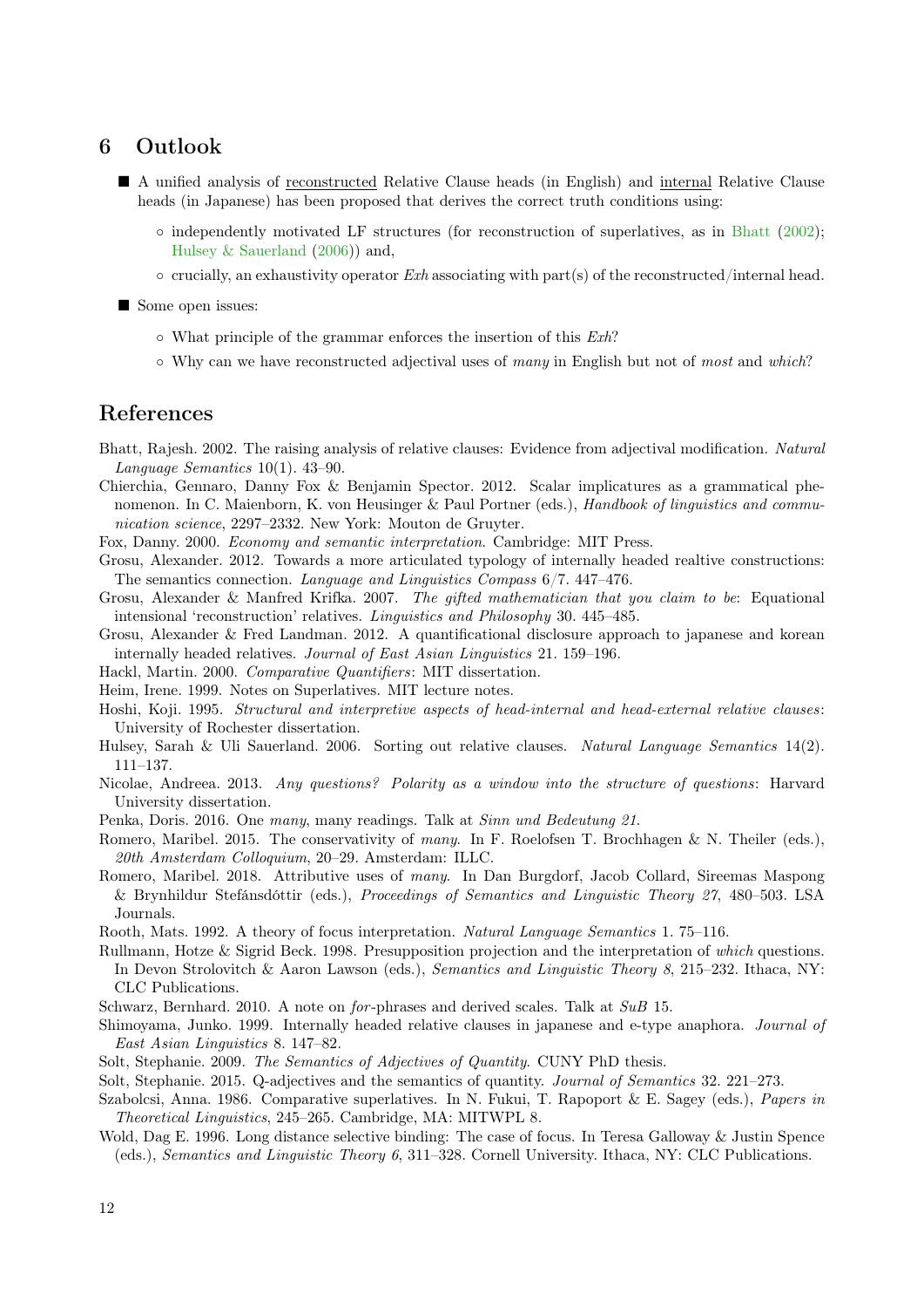## 6 Outlook

- A unified analysis of <u>reconstructed</u> Relative Clause heads (in English) and <u>internal</u> Relative Clause heads (in Japanese) has been proposed that derives the correct truth conditions using:
  - independently motivated LF structures (for reconstruction of superlatives, as in Bhatt (2002); Hulsey & Sauerland (2006)) and,
  - crucially, an exhaustivity operator *Exh* associating with part(s) of the reconstructed/internal head.
- Some open issues:
  - What principle of the grammar enforces the insertion of this *Exh*?
  - Why can we have reconstructed adjectival uses of *many* in English but not of *most* and *which*?

## References

Bhatt, Rajesh. 2002. The raising analysis of relative clauses: Evidence from adjectival modification. *Natural Language Semantics* 10(1). 43–90.

Chierchia, Gennaro, Danny Fox & Benjamin Spector. 2012. Scalar implicatures as a grammatical phenomenon. In C. Maienborn, K. von Heusinger & Paul Portner (eds.), *Handbook of linguistics and communication science*, 2297–2332. New York: Mouton de Gruyter.

Fox, Danny. 2000. *Economy and semantic interpretation*. Cambridge: MIT Press.

Grosu, Alexander. 2012. Towards a more articulated typology of internally headed realtive constructions: The semantics connection. *Language and Linguistics Compass* 6/7. 447–476.

Grosu, Alexander & Manfred Krifka. 2007. *The gifted mathematician that you claim to be*: Equational intensional 'reconstruction' relatives. *Linguistics and Philosophy* 30. 445–485.

Grosu, Alexander & Fred Landman. 2012. A quantificational disclosure approach to japanese and korean internally headed relatives. *Journal of East Asian Linguistics* 21. 159–196.

Hackl, Martin. 2000. *Comparative Quantifiers*: MIT dissertation.

Heim, Irene. 1999. Notes on Superlatives. MIT lecture notes.

Hoshi, Koji. 1995. *Structural and interpretive aspects of head-internal and head-external relative clauses*: University of Rochester dissertation.

Hulsey, Sarah & Uli Sauerland. 2006. Sorting out relative clauses. *Natural Language Semantics* 14(2). 111–137.

Nicolae, Andreea. 2013. *Any questions? Polarity as a window into the structure of questions*: Harvard University dissertation.

Penka, Doris. 2016. One *many*, many readings. Talk at *Sinn und Bedeutung 21*.

Romero, Maribel. 2015. The conservativity of *many*. In F. Roelofsen T. Brochhagen & N. Theiler (eds.), *20th Amsterdam Colloquium*, 20–29. Amsterdam: ILLC.

Romero, Maribel. 2018. Attributive uses of *many*. In Dan Burgdorf, Jacob Collard, Sireemas Maspong & Brynhildur Stefánsdóttir (eds.), *Proceedings of Semantics and Linguistic Theory 27*, 480–503. LSA Journals.

Rooth, Mats. 1992. A theory of focus interpretation. *Natural Language Semantics* 1. 75–116.

Rullmann, Hotze & Sigrid Beck. 1998. Presupposition projection and the interpretation of *which* questions. In Devon Strolovitch & Aaron Lawson (eds.), *Semantics and Linguistic Theory 8*, 215–232. Ithaca, NY: CLC Publications.

Schwarz, Bernhard. 2010. A note on *for*-phrases and derived scales. Talk at *SuB* 15.

Shimoyama, Junko. 1999. Internally headed relative clauses in japanese and e-type anaphora. *Journal of East Asian Linguistics* 8. 147–82.

Solt, Stephanie. 2009. *The Semantics of Adjectives of Quantity*. CUNY PhD thesis.

Solt, Stephanie. 2015. Q-adjectives and the semantics of quantity. *Journal of Semantics* 32. 221–273.

Szabolcsi, Anna. 1986. Comparative superlatives. In N. Fukui, T. Rapoport & E. Sagey (eds.), *Papers in Theoretical Linguistics*, 245–265. Cambridge, MA: MITWPL 8.

Wold, Dag E. 1996. Long distance selective binding: The case of focus. In Teresa Galloway & Justin Spence (eds.), *Semantics and Linguistic Theory 6*, 311–328. Cornell University. Ithaca, NY: CLC Publications.